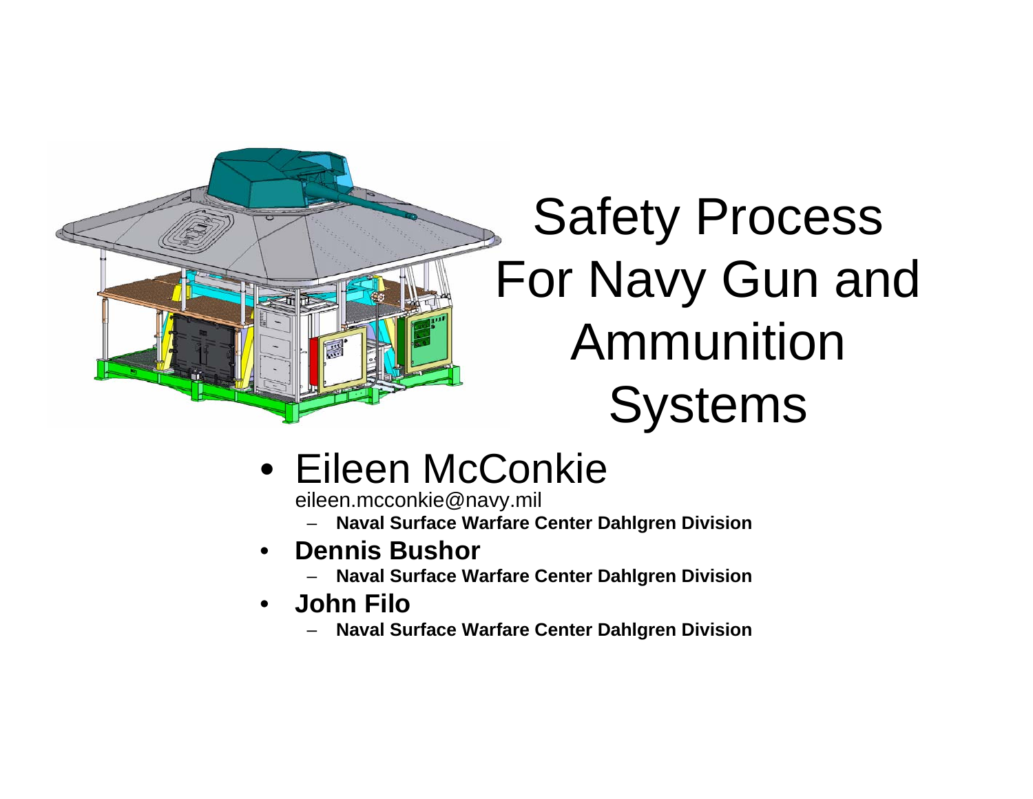# Safety Process For Navy Gun and Ammunition Systems

- Eileen McConkie
  eileen.mcconkie@navy.mil
  - **Naval Surface Warfare Center Dahlgren Division**
- **Dennis Bushor**
  - **Naval Surface Warfare Center Dahlgren Division**
- **John Filo**
  - **Naval Surface Warfare Center Dahlgren Division**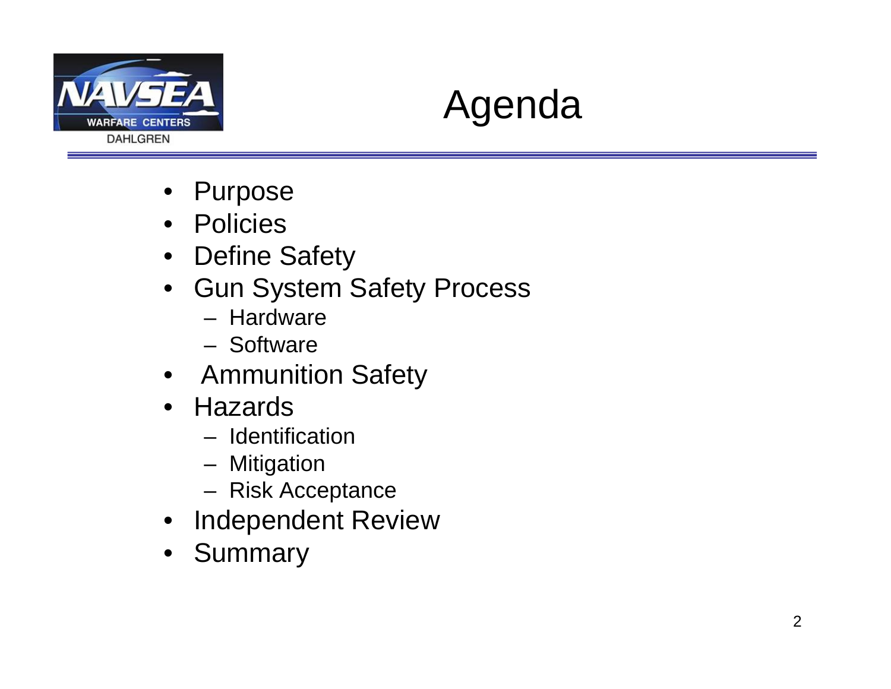# Agenda

- Purpose
- Policies
- Define Safety
- Gun System Safety Process
  - Hardware
  - Software
- Ammunition Safety
- Hazards
  - Identification
  - Mitigation
  - Risk Acceptance
- Independent Review
- Summary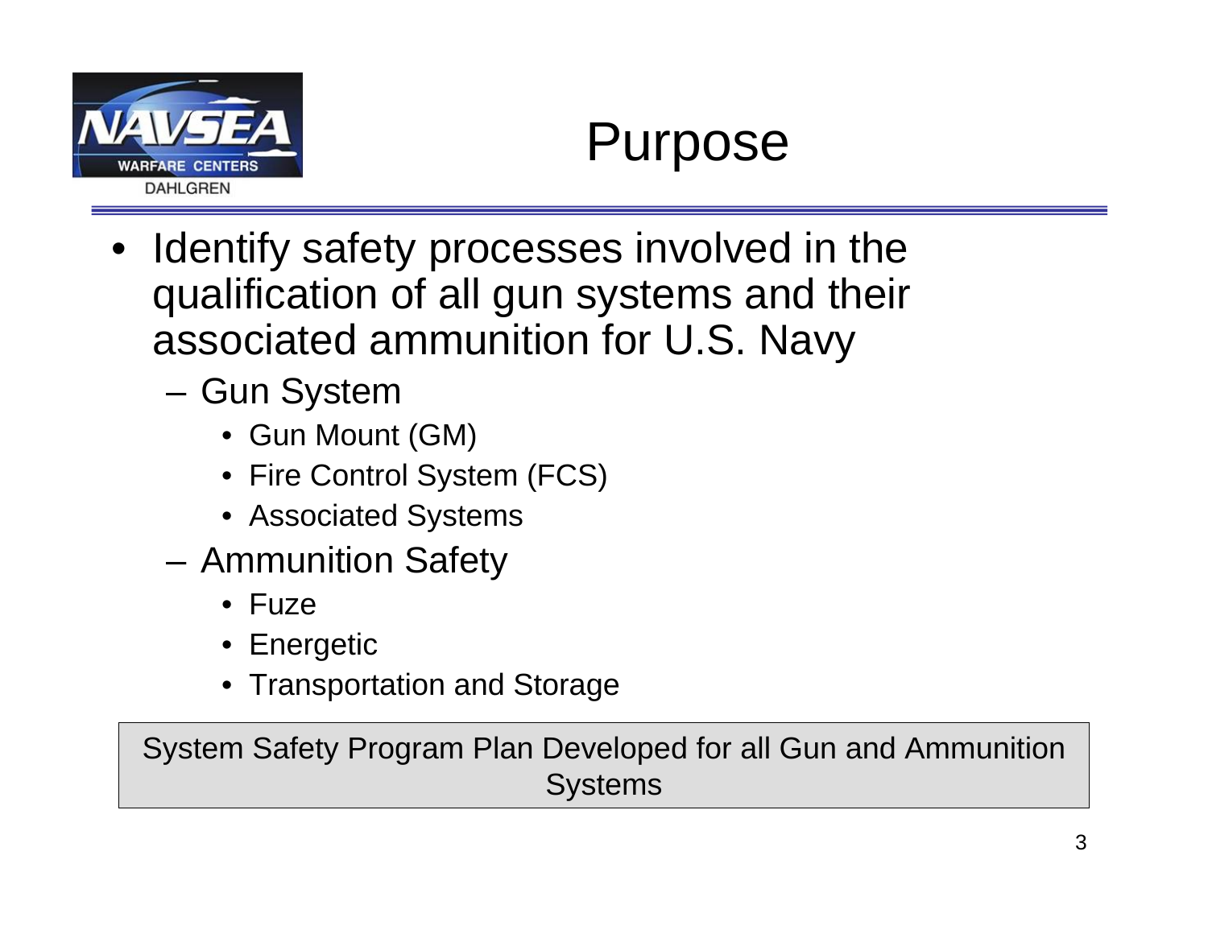# Purpose

- Identify safety processes involved in the qualification of all gun systems and their associated ammunition for U.S. Navy
  - Gun System
    - Gun Mount (GM)
    - Fire Control System (FCS)
    - Associated Systems
  - Ammunition Safety
    - Fuze
    - Energetic
    - Transportation and Storage

System Safety Program Plan Developed for all Gun and Ammunition Systems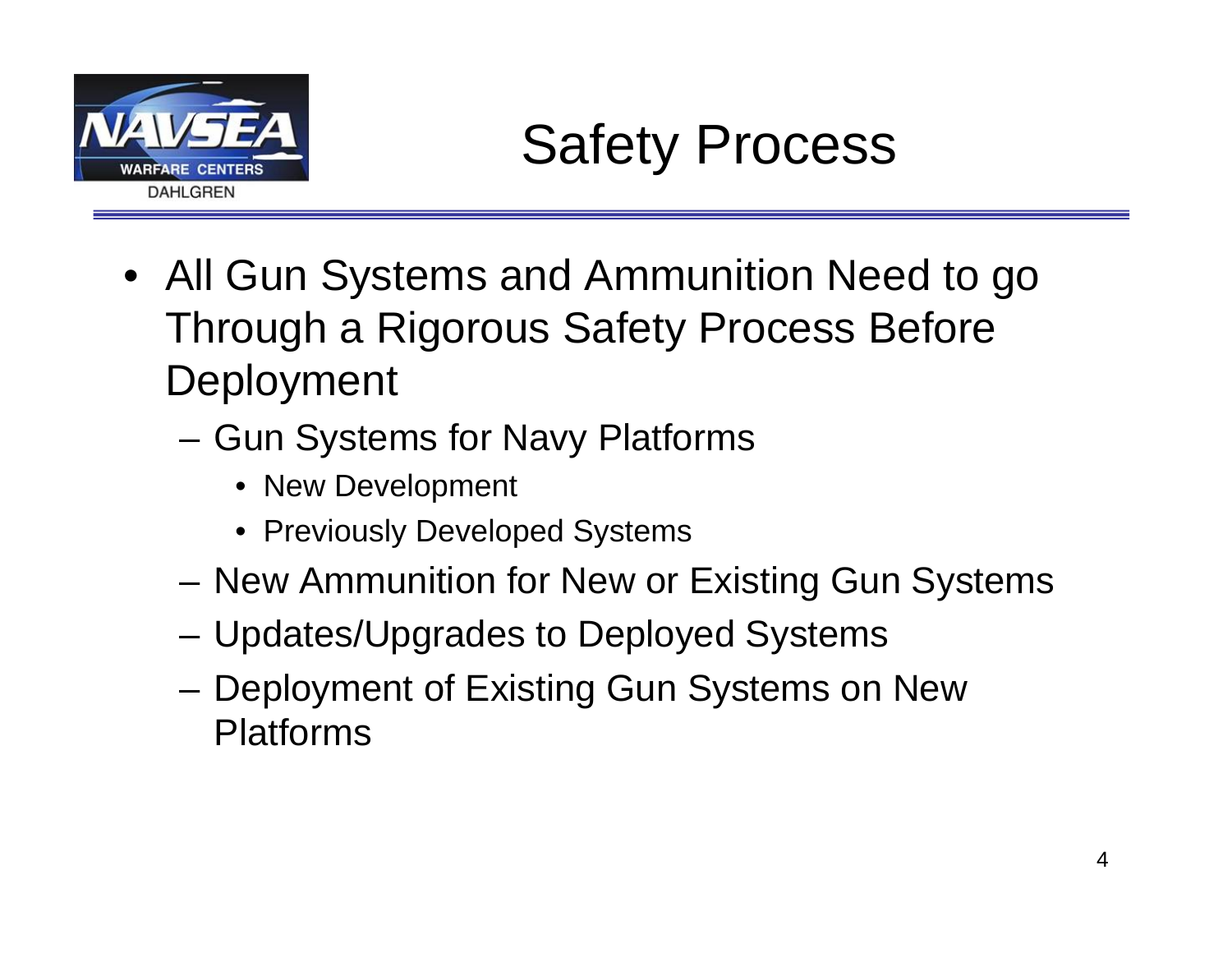# Safety Process

- All Gun Systems and Ammunition Need to go Through a Rigorous Safety Process Before Deployment
  - Gun Systems for Navy Platforms
    - New Development
    - Previously Developed Systems
  - New Ammunition for New or Existing Gun Systems
  - Updates/Upgrades to Deployed Systems
  - Deployment of Existing Gun Systems on New Platforms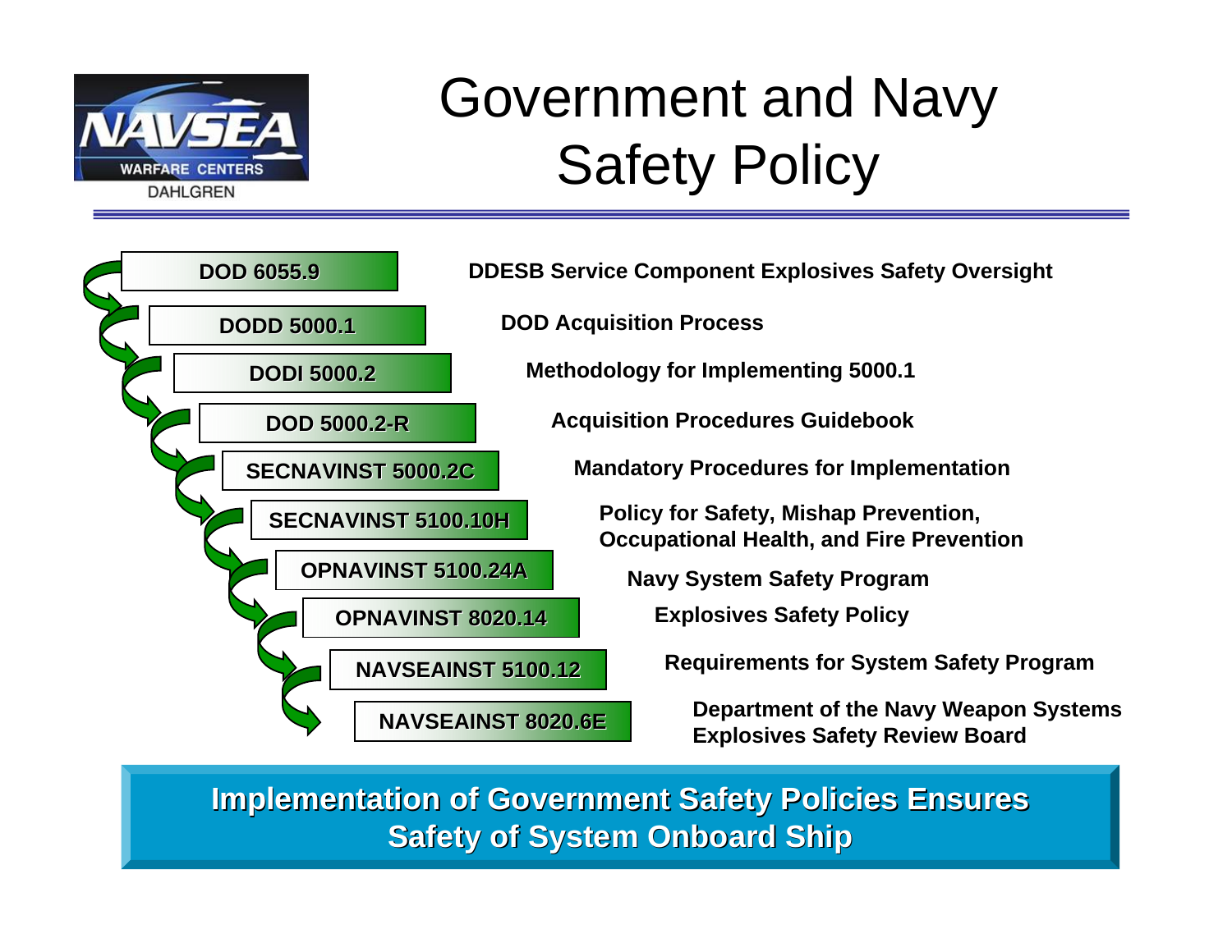# Government and Navy Safety Policy

| Document | Description |
| --- | --- |
| DOD 6055.9 | DDESB Service Component Explosives Safety Oversight |
| DODD 5000.1 | DOD Acquisition Process |
| DODI 5000.2 | Methodology for Implementing 5000.1 |
| DOD 5000.2-R | Acquisition Procedures Guidebook |
| SECNAVINST 5000.2C | Mandatory Procedures for Implementation |
| SECNAVINST 5100.10H | Policy for Safety, Mishap Prevention, Occupational Health, and Fire Prevention |
| OPNAVINST 5100.24A | Navy System Safety Program |
| OPNAVINST 8020.14 | Explosives Safety Policy |
| NAVSEAINST 5100.12 | Requirements for System Safety Program |
| NAVSEAINST 8020.6E | Department of the Navy Weapon Systems Explosives Safety Review Board |

**Implementation of Government Safety Policies Ensures Safety of System Onboard Ship**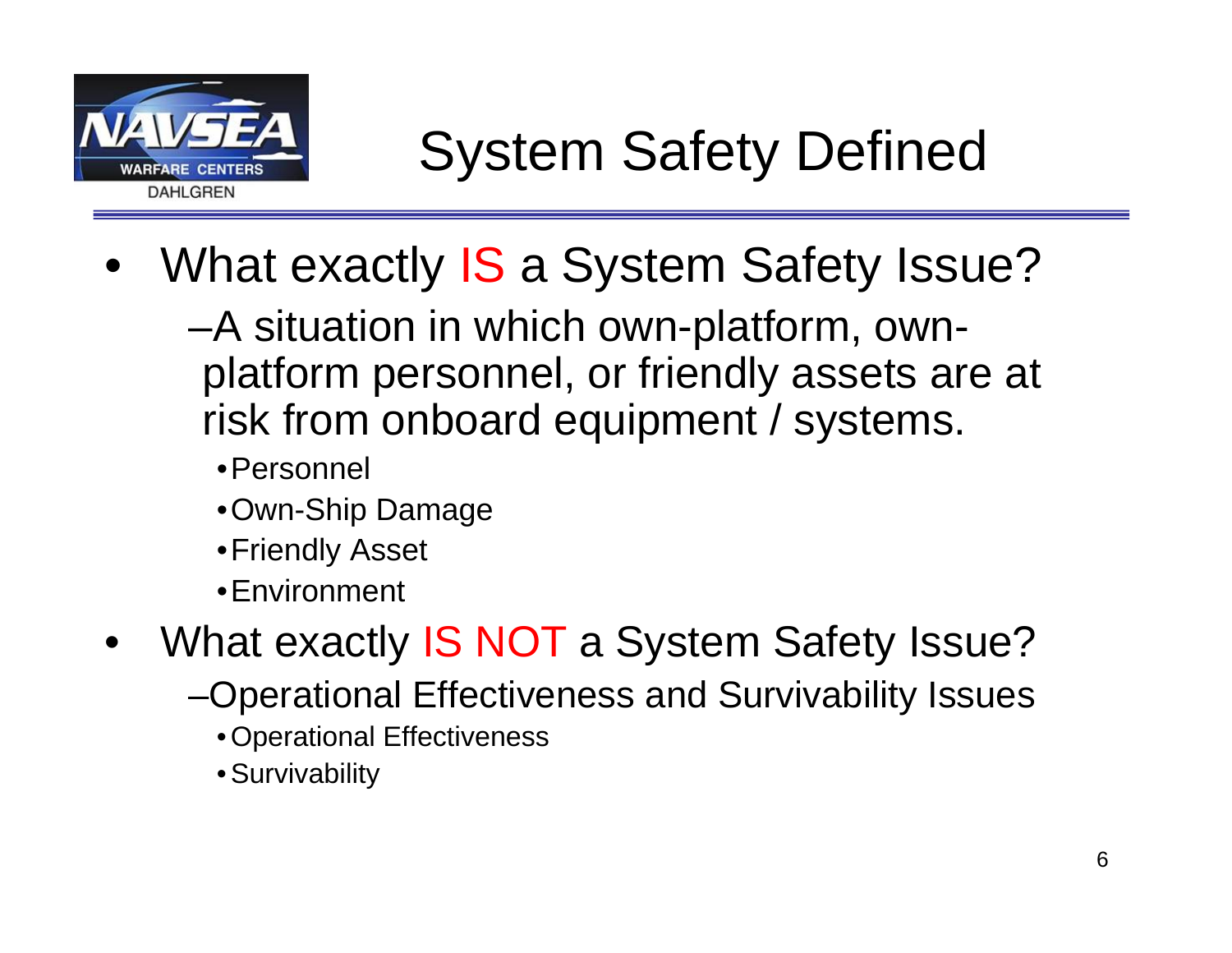# System Safety Defined

- What exactly IS a System Safety Issue?
  - A situation in which own-platform, own-platform personnel, or friendly assets are at risk from onboard equipment / systems.
    - Personnel
    - Own-Ship Damage
    - Friendly Asset
    - Environment
- What exactly IS NOT a System Safety Issue?
  - Operational Effectiveness and Survivability Issues
    - Operational Effectiveness
    - Survivability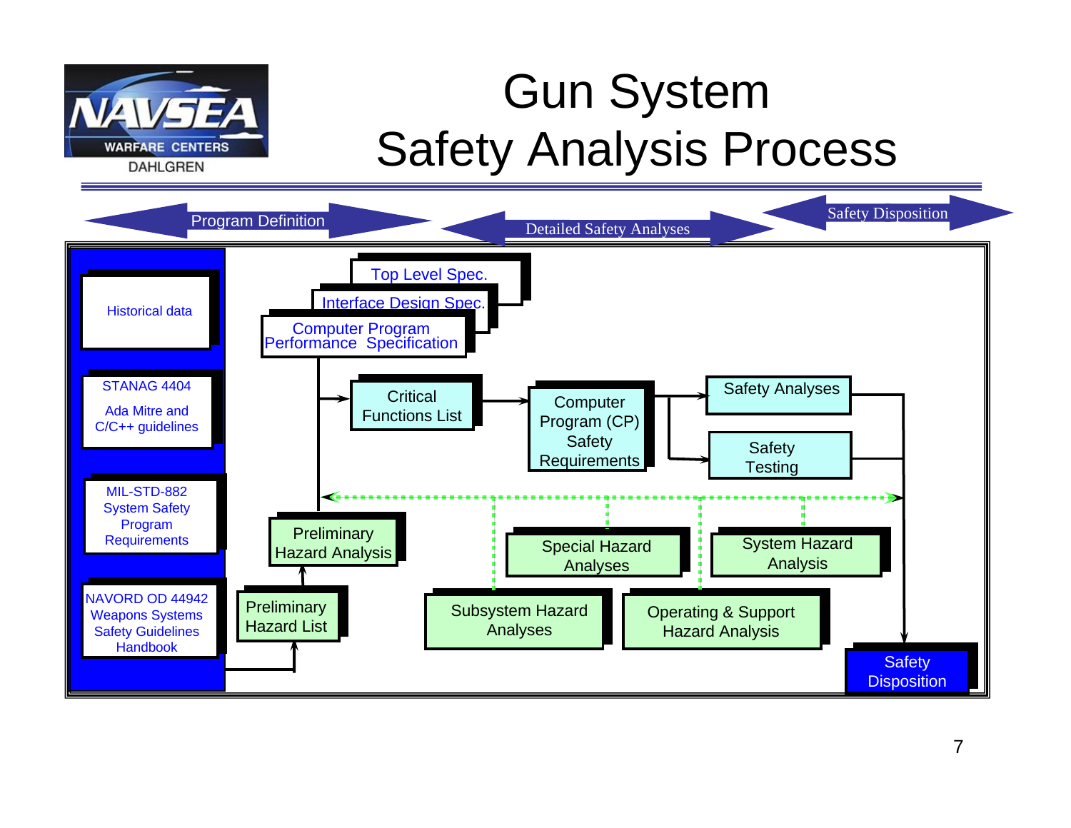# Gun System Safety Analysis Process

Program Definition — Detailed Safety Analyses — Safety Disposition

- Historical data
- STANAG 4404
- Ada Mitre and C/C++ guidelines
- MIL-STD-882 System Safety Program Requirements
- NAVORD OD 44942 Weapons Systems Safety Guidelines Handbook

Top Level Spec.

Interface Design Spec.

Computer Program Performance Specification

Critical Functions List

Computer Program (CP) Safety Requirements

Safety Analyses

Safety Testing

Preliminary Hazard Analysis

Preliminary Hazard List

Special Hazard Analyses

System Hazard Analysis

Subsystem Hazard Analyses

Operating & Support Hazard Analysis

Safety Disposition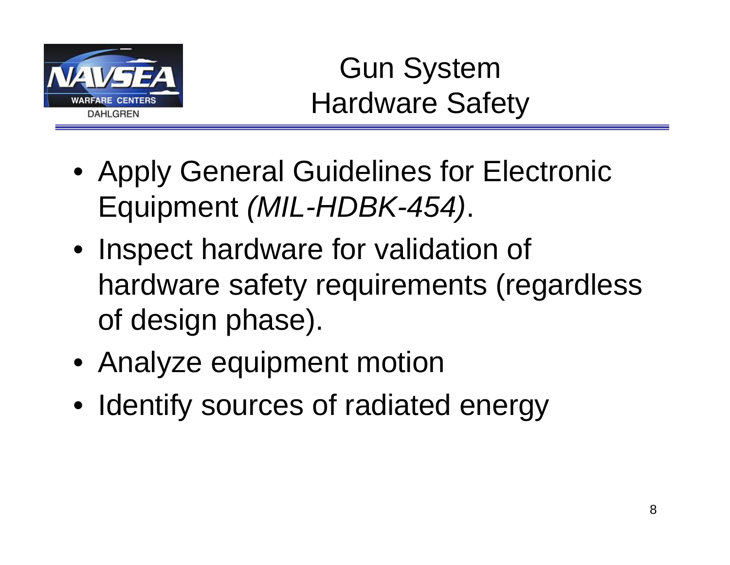# Gun System Hardware Safety

- Apply General Guidelines for Electronic Equipment *(MIL-HDBK-454)*.
- Inspect hardware for validation of hardware safety requirements (regardless of design phase).
- Analyze equipment motion
- Identify sources of radiated energy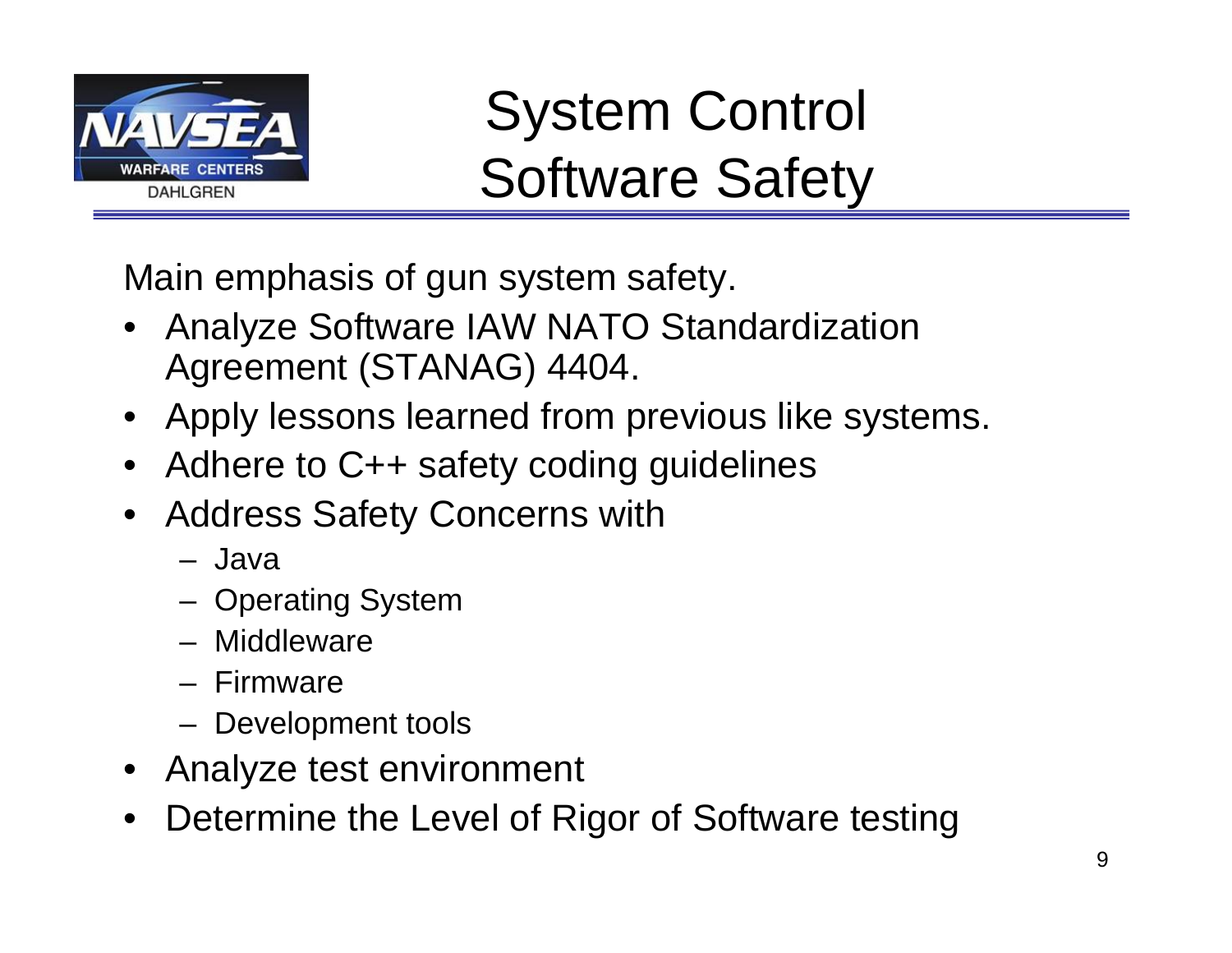# System Control Software Safety

Main emphasis of gun system safety.

- Analyze Software IAW NATO Standardization Agreement (STANAG) 4404.
- Apply lessons learned from previous like systems.
- Adhere to C++ safety coding guidelines
- Address Safety Concerns with
  - Java
  - Operating System
  - Middleware
  - Firmware
  - Development tools
- Analyze test environment
- Determine the Level of Rigor of Software testing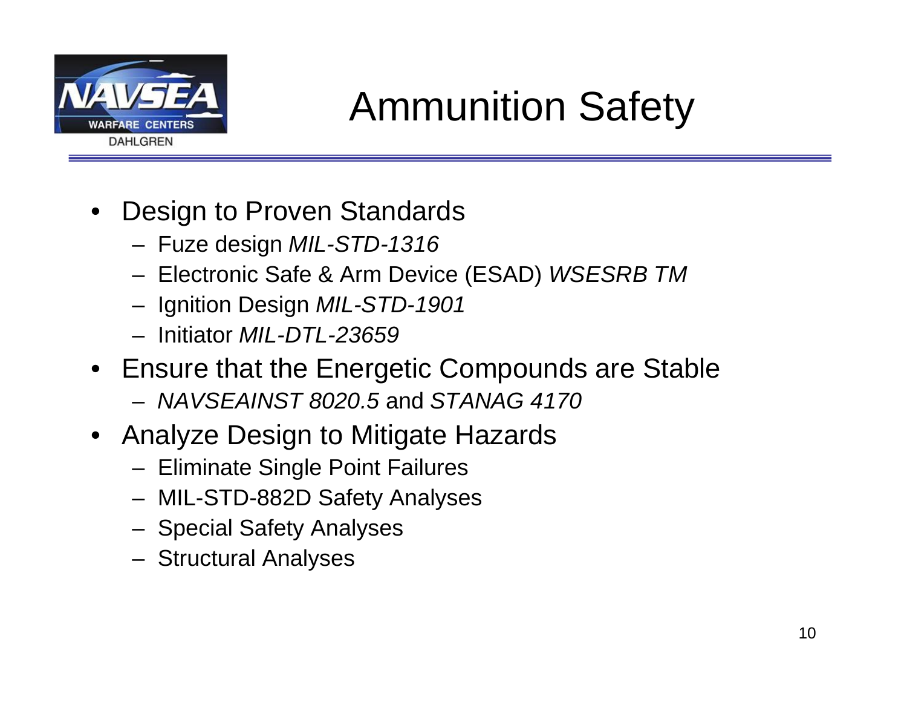# Ammunition Safety

- Design to Proven Standards
  - Fuze design *MIL-STD-1316*
  - Electronic Safe & Arm Device (ESAD) *WSESRB TM*
  - Ignition Design *MIL-STD-1901*
  - Initiator *MIL-DTL-23659*
- Ensure that the Energetic Compounds are Stable
  - *NAVSEAINST 8020.5* and *STANAG 4170*
- Analyze Design to Mitigate Hazards
  - Eliminate Single Point Failures
  - MIL-STD-882D Safety Analyses
  - Special Safety Analyses
  - Structural Analyses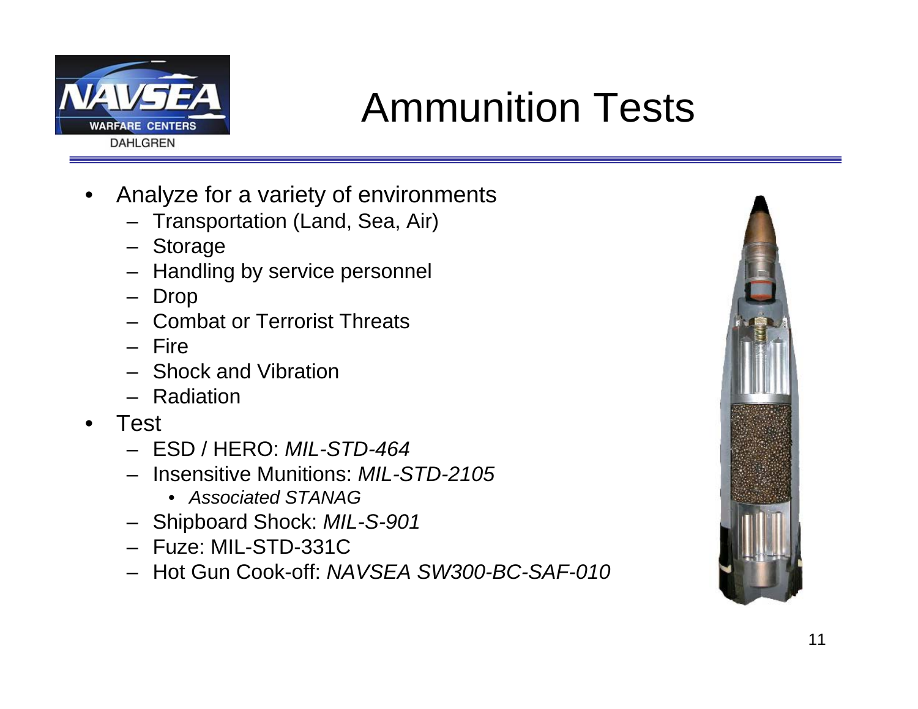# Ammunition Tests

- Analyze for a variety of environments
  - Transportation (Land, Sea, Air)
  - Storage
  - Handling by service personnel
  - Drop
  - Combat or Terrorist Threats
  - Fire
  - Shock and Vibration
  - Radiation
- Test
  - ESD / HERO: *MIL-STD-464*
  - Insensitive Munitions: *MIL-STD-2105*
    - *Associated STANAG*
  - Shipboard Shock: *MIL-S-901*
  - Fuze: MIL-STD-331C
  - Hot Gun Cook-off: *NAVSEA SW300-BC-SAF-010*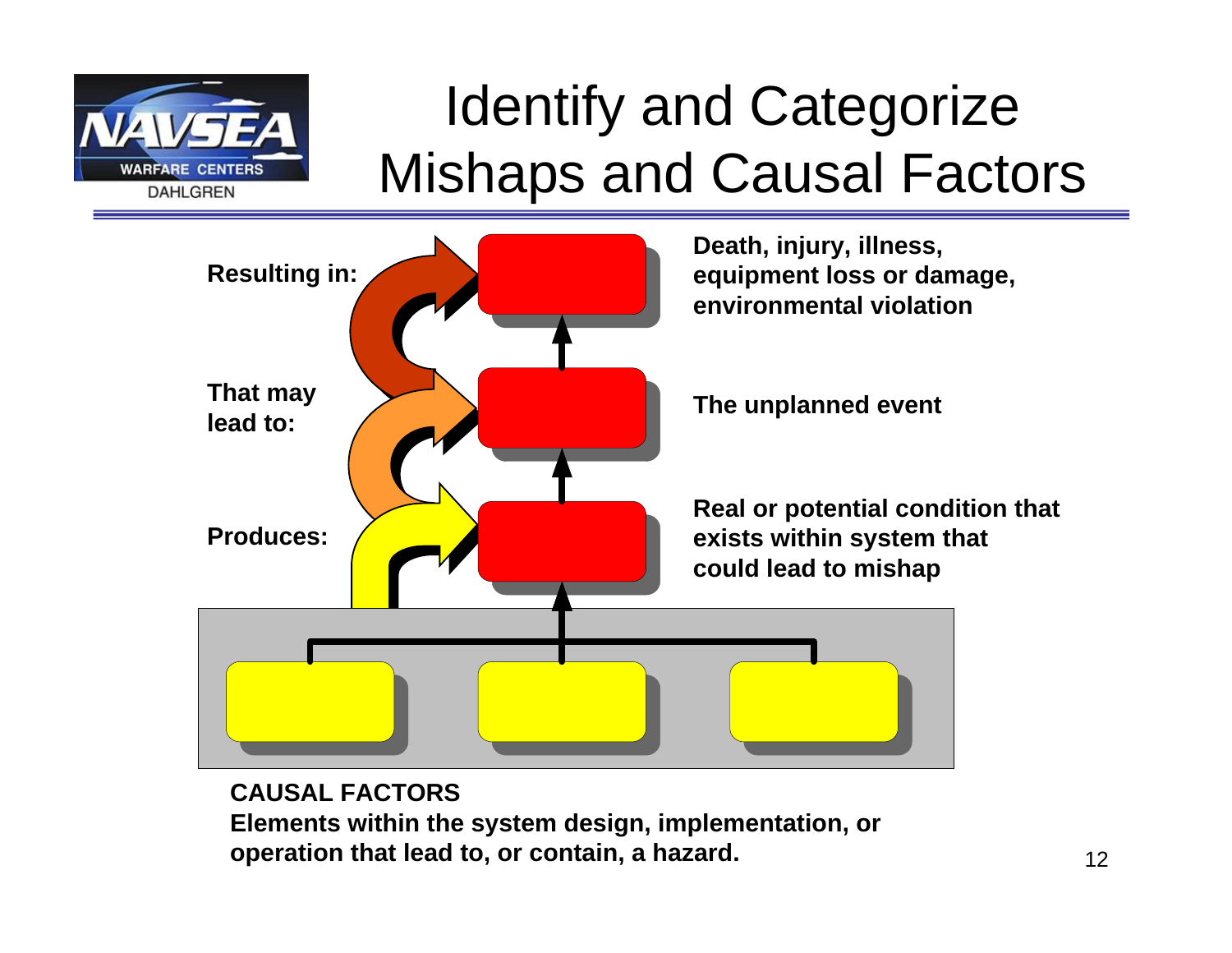# Identify and Categorize Mishaps and Causal Factors

**Resulting in:**

**Death, injury, illness, equipment loss or damage, environmental violation**

**That may lead to:**

**The unplanned event**

**Produces:**

**Real or potential condition that exists within system that could lead to mishap**

**CAUSAL FACTORS**
**Elements within the system design, implementation, or operation that lead to, or contain, a hazard.**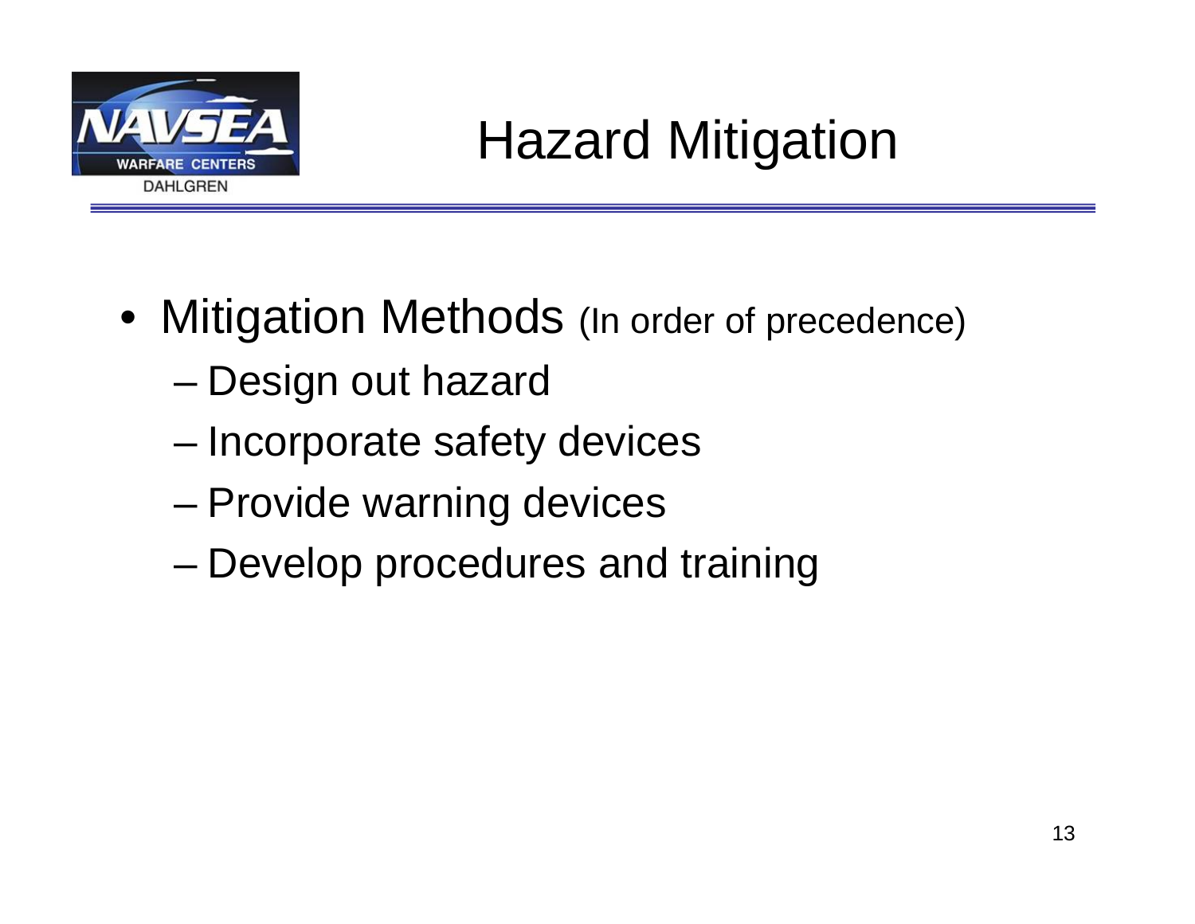# Hazard Mitigation

- Mitigation Methods (In order of precedence)
  - Design out hazard
  - Incorporate safety devices
  - Provide warning devices
  - Develop procedures and training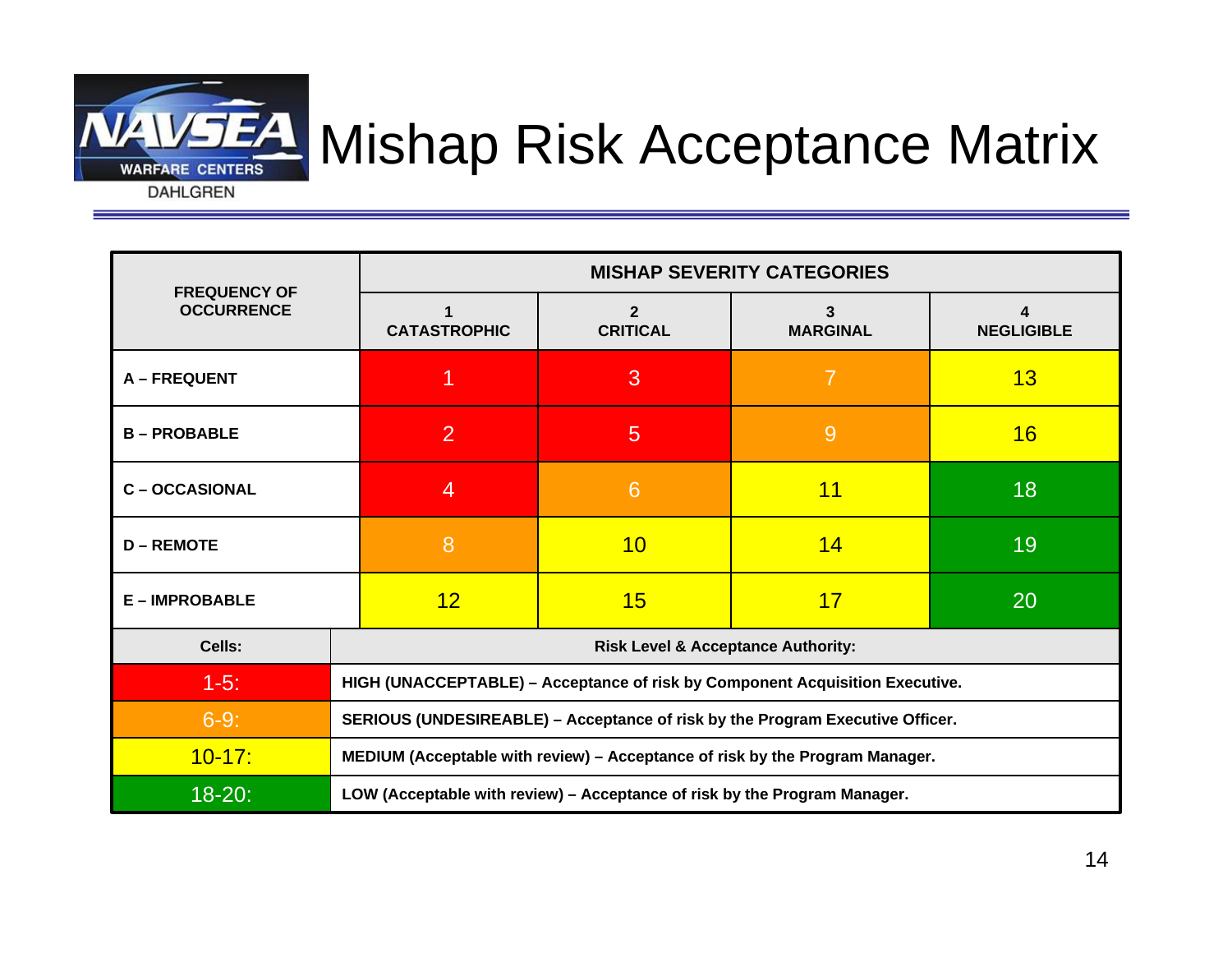# Mishap Risk Acceptance Matrix

| FREQUENCY OF OCCURRENCE | MISHAP SEVERITY CATEGORIES | | | |
|---|---|---|---|---|
| | 1 CATASTROPHIC | 2 CRITICAL | 3 MARGINAL | 4 NEGLIGIBLE |
| A – FREQUENT | 1 | 3 | 7 | 13 |
| B – PROBABLE | 2 | 5 | 9 | 16 |
| C – OCCASIONAL | 4 | 6 | 11 | 18 |
| D – REMOTE | 8 | 10 | 14 | 19 |
| E – IMPROBABLE | 12 | 15 | 17 | 20 |

| Cells: | Risk Level & Acceptance Authority: |
|---|---|
| 1-5: | HIGH (UNACCEPTABLE) – Acceptance of risk by Component Acquisition Executive. |
| 6-9: | SERIOUS (UNDESIREABLE) – Acceptance of risk by the Program Executive Officer. |
| 10-17: | MEDIUM (Acceptable with review) – Acceptance of risk by the Program Manager. |
| 18-20: | LOW (Acceptable with review) – Acceptance of risk by the Program Manager. |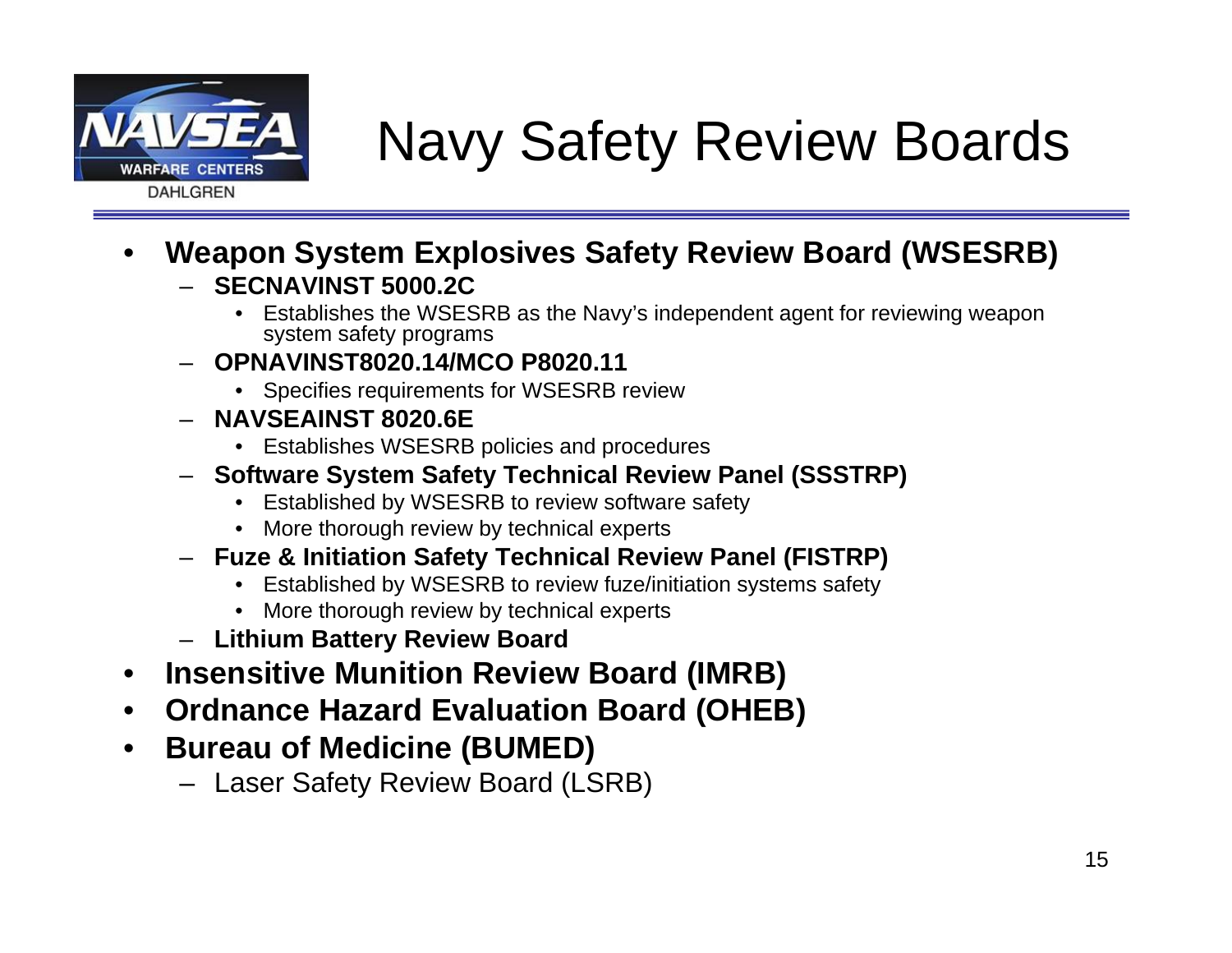# Navy Safety Review Boards

- **Weapon System Explosives Safety Review Board (WSESRB)**
  - **SECNAVINST 5000.2C**
    - Establishes the WSESRB as the Navy's independent agent for reviewing weapon system safety programs
  - **OPNAVINST8020.14/MCO P8020.11**
    - Specifies requirements for WSESRB review
  - **NAVSEAINST 8020.6E**
    - Establishes WSESRB policies and procedures
  - **Software System Safety Technical Review Panel (SSSTRP)**
    - Established by WSESRB to review software safety
    - More thorough review by technical experts
  - **Fuze & Initiation Safety Technical Review Panel (FISTRP)**
    - Established by WSESRB to review fuze/initiation systems safety
    - More thorough review by technical experts
  - **Lithium Battery Review Board**
- **Insensitive Munition Review Board (IMRB)**
- **Ordnance Hazard Evaluation Board (OHEB)**
- **Bureau of Medicine (BUMED)**
  - Laser Safety Review Board (LSRB)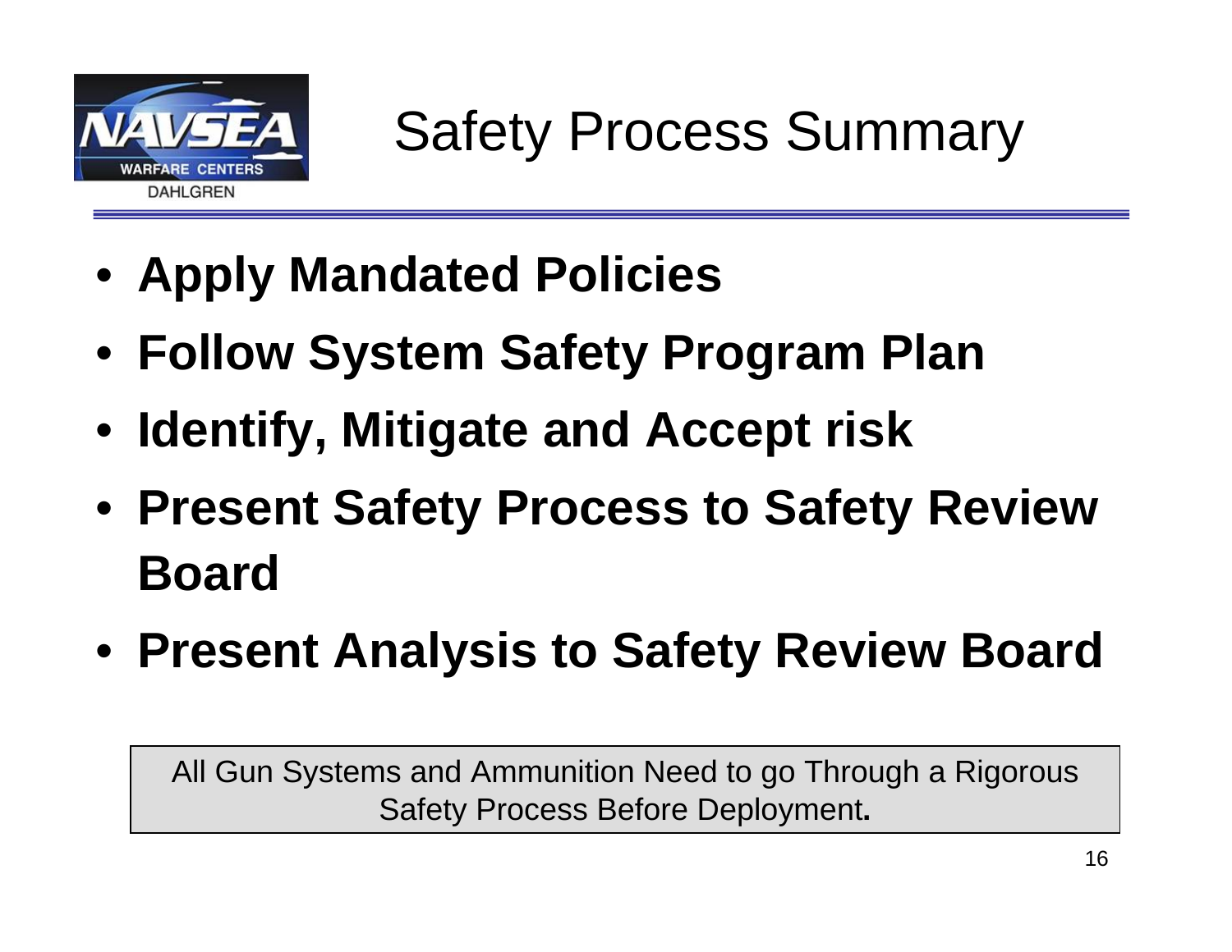# Safety Process Summary

- **Apply Mandated Policies**
- **Follow System Safety Program Plan**
- **Identify, Mitigate and Accept risk**
- **Present Safety Process to Safety Review Board**
- **Present Analysis to Safety Review Board**

All Gun Systems and Ammunition Need to go Through a Rigorous Safety Process Before Deployment**.**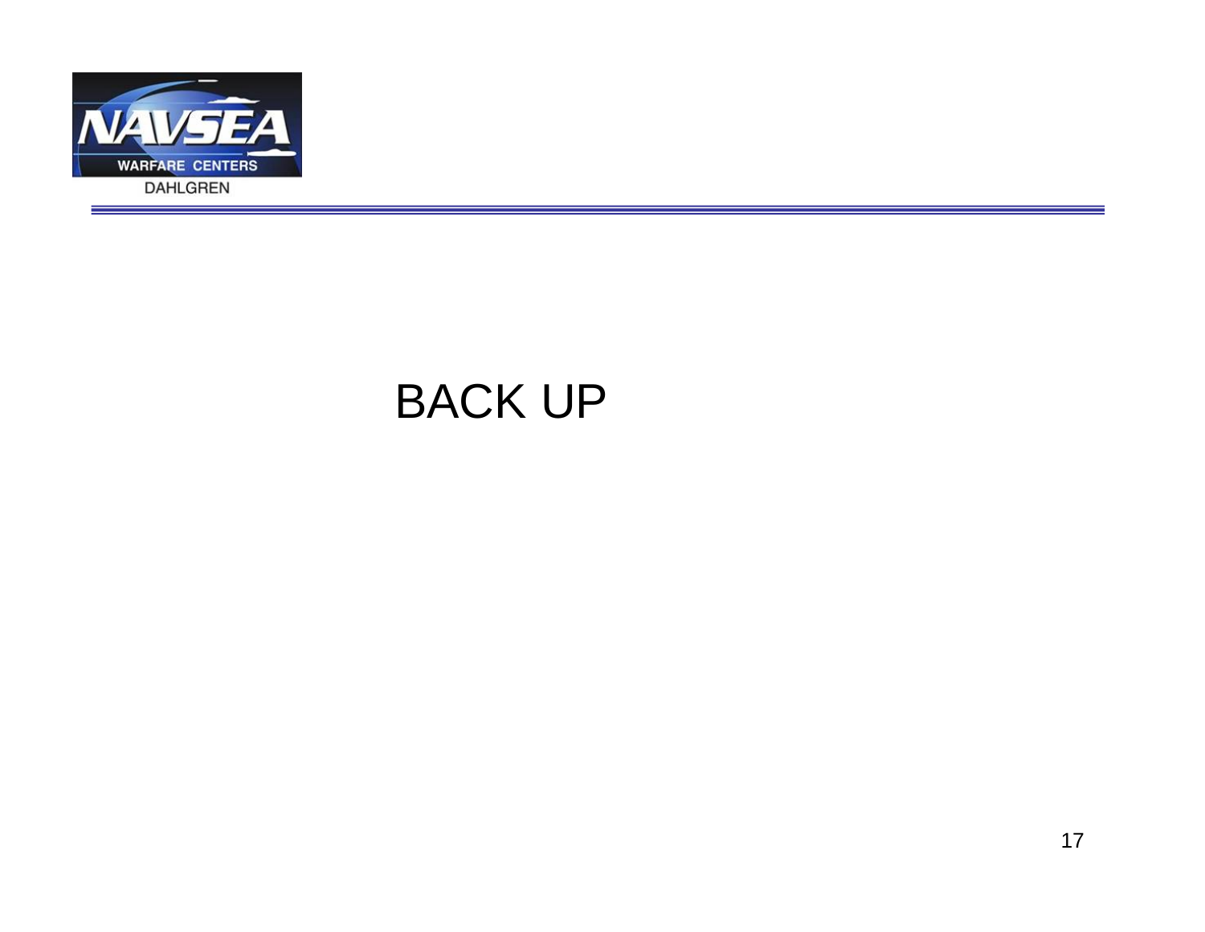# BACK UP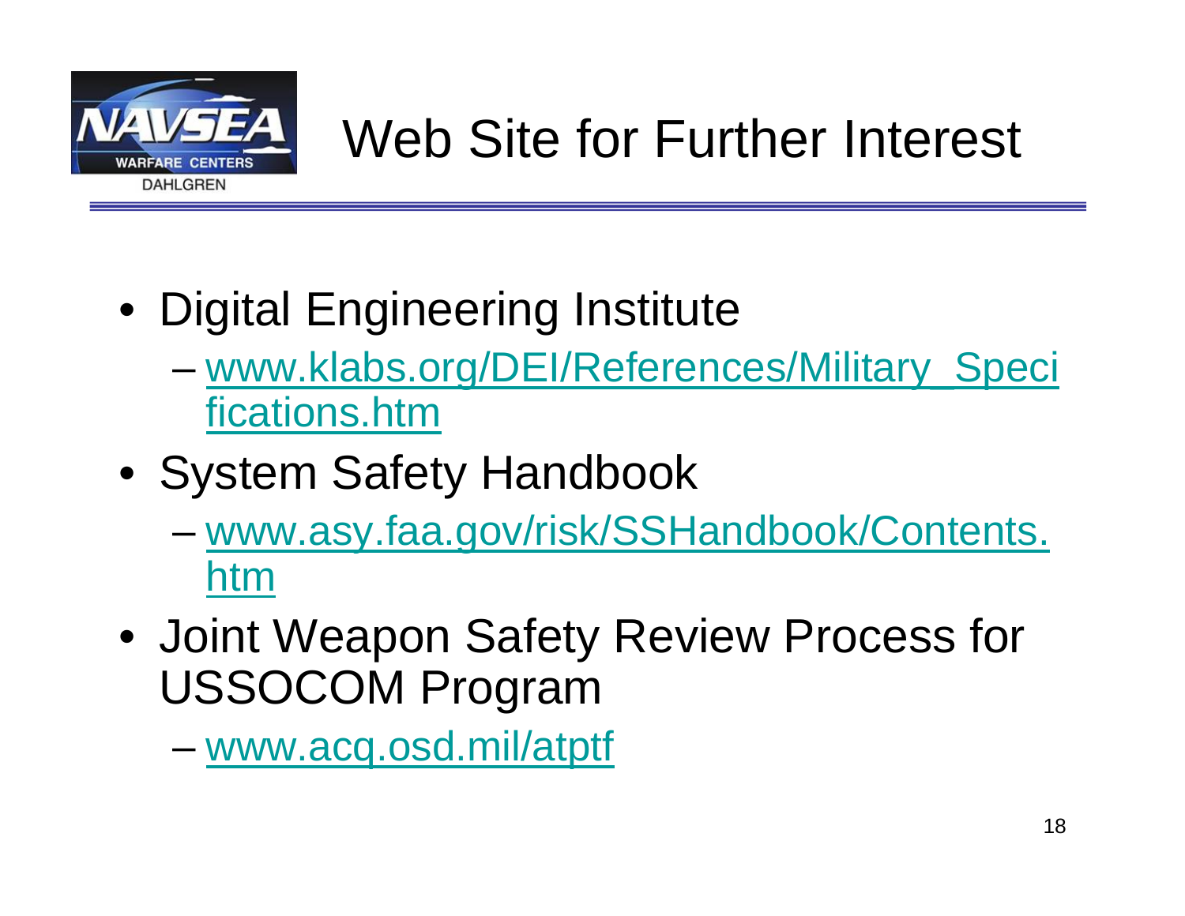# Web Site for Further Interest

- Digital Engineering Institute
  - www.klabs.org/DEI/References/Military_Specifications.htm
- System Safety Handbook
  - www.asy.faa.gov/risk/SSHandbook/Contents.htm
- Joint Weapon Safety Review Process for USSOCOM Program
  - www.acq.osd.mil/atptf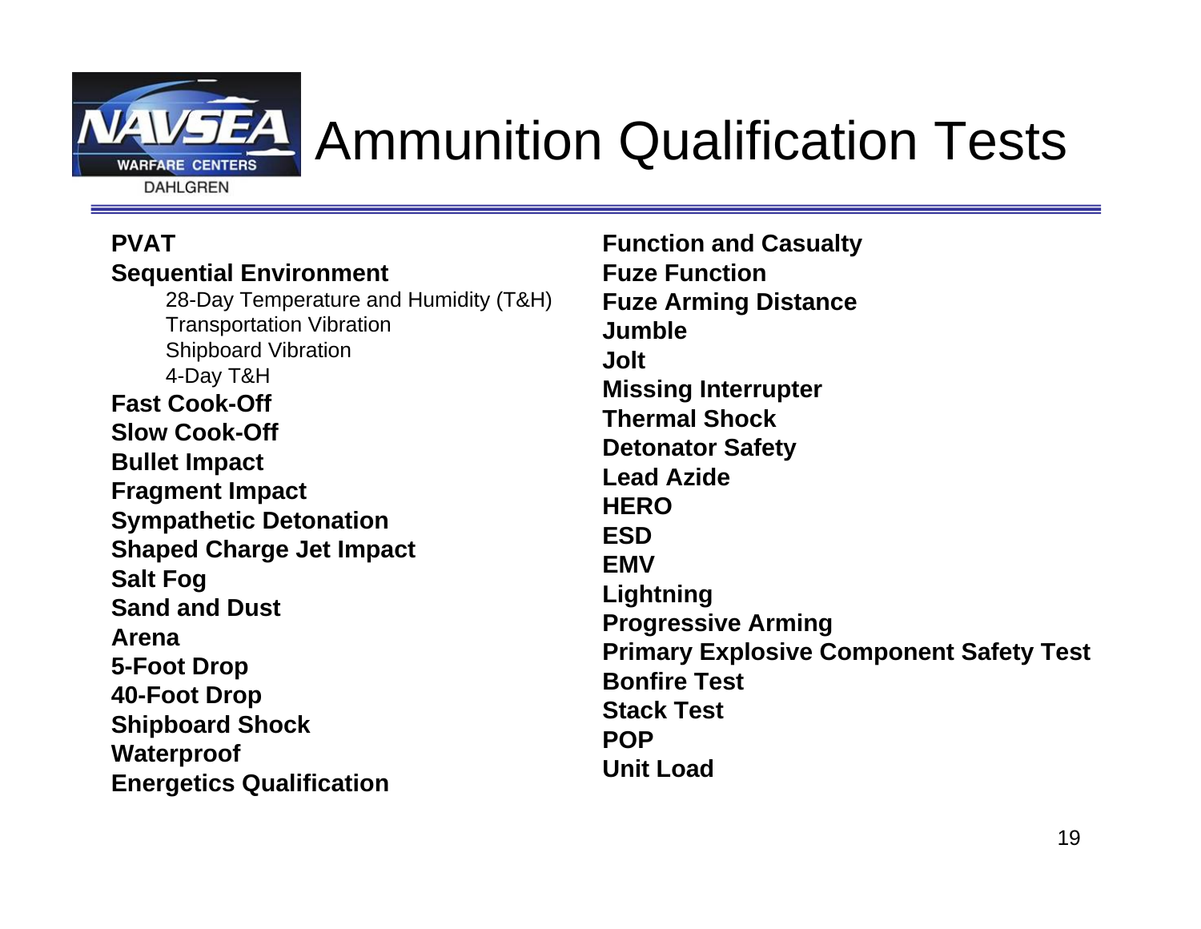# Ammunition Qualification Tests

**PVAT**

**Sequential Environment**

- 28-Day Temperature and Humidity (T&H)
- Transportation Vibration
- Shipboard Vibration
- 4-Day T&H

**Fast Cook-Off**

**Slow Cook-Off**

**Bullet Impact**

**Fragment Impact**

**Sympathetic Detonation**

**Shaped Charge Jet Impact**

**Salt Fog**

**Sand and Dust**

**Arena**

**5-Foot Drop**

**40-Foot Drop**

**Shipboard Shock**

**Waterproof**

**Energetics Qualification**

**Function and Casualty**

**Fuze Function**

**Fuze Arming Distance**

**Jumble**

**Jolt**

**Missing Interrupter**

**Thermal Shock**

**Detonator Safety**

**Lead Azide**

**HERO**

**ESD**

**EMV**

**Lightning**

**Progressive Arming**

**Primary Explosive Component Safety Test**

**Bonfire Test**

**Stack Test**

**POP**

**Unit Load**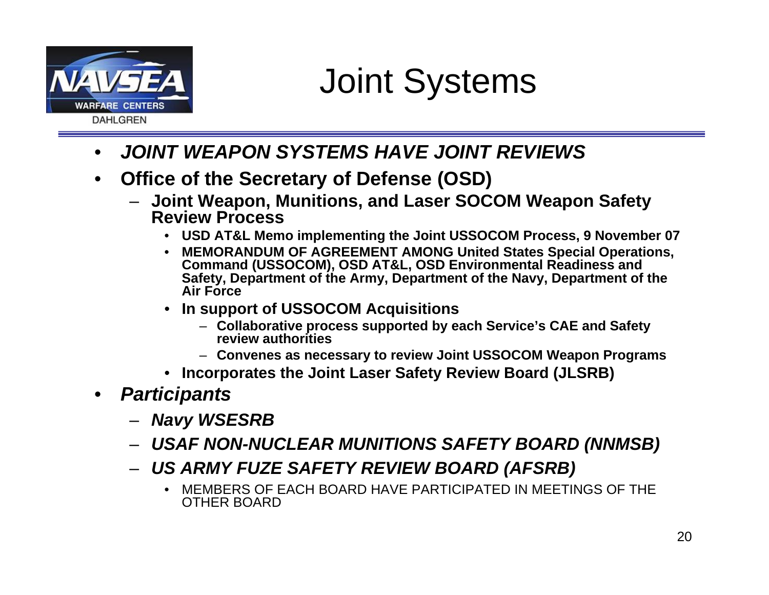# Joint Systems

- ***JOINT WEAPON SYSTEMS HAVE JOINT REVIEWS***
- **Office of the Secretary of Defense (OSD)**
  - **Joint Weapon, Munitions, and Laser SOCOM Weapon Safety Review Process**
    - **USD AT&L Memo implementing the Joint USSOCOM Process, 9 November 07**
    - **MEMORANDUM OF AGREEMENT AMONG United States Special Operations, Command (USSOCOM), OSD AT&L, OSD Environmental Readiness and Safety, Department of the Army, Department of the Navy, Department of the Air Force**
    - **In support of USSOCOM Acquisitions**
      - **Collaborative process supported by each Service's CAE and Safety review authorities**
      - **Convenes as necessary to review Joint USSOCOM Weapon Programs**
    - **Incorporates the Joint Laser Safety Review Board (JLSRB)**
- ***Participants***
  - ***Navy WSESRB***
  - ***USAF NON-NUCLEAR MUNITIONS SAFETY BOARD (NNMSB)***
  - ***US ARMY FUZE SAFETY REVIEW BOARD (AFSRB)***
    - MEMBERS OF EACH BOARD HAVE PARTICIPATED IN MEETINGS OF THE OTHER BOARD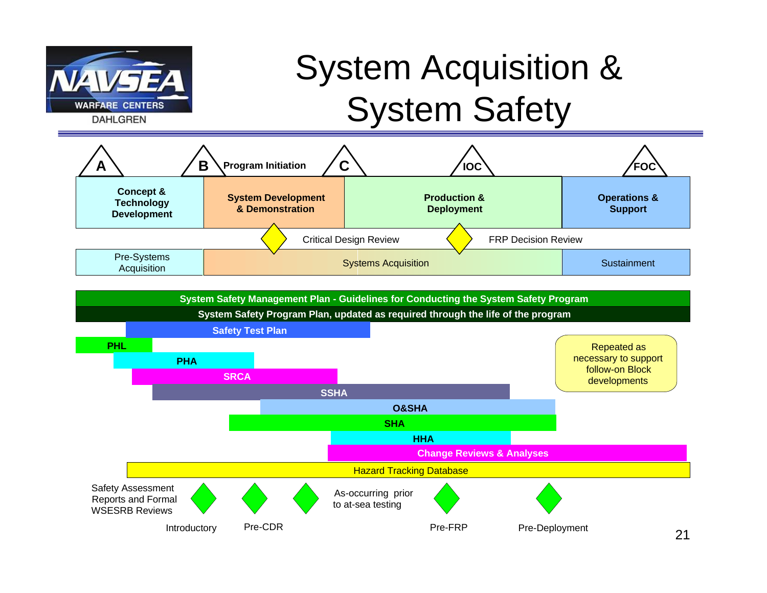# System Acquisition & System Safety

NAVSEA WARFARE CENTERS DAHLGREN

| A | B Program Initiation | C | IOC | FOC |
|---|---|---|---|---|
| **Concept & Technology Development** | **System Development & Demonstration** | **Production & Deployment** | | **Operations & Support** |

Critical Design Review — FRP Decision Review

| Pre-Systems Acquisition | Systems Acquisition | Sustainment |
|---|---|---|

- **System Safety Management Plan - Guidelines for Conducting the System Safety Program**
- **System Safety Program Plan, updated as required through the life of the program**
- **Safety Test Plan**
- **PHL**
- **PHA**
- **SRCA**
- **SSHA**
- **O&SHA**
- **SHA**
- **HHA**
- **Change Reviews & Analyses**
- Hazard Tracking Database

Repeated as necessary to support follow-on Block developments

Safety Assessment Reports and Formal WSESRB Reviews:

- Introductory
- Pre-CDR
- As-occurring prior to at-sea testing
- Pre-FRP
- Pre-Deployment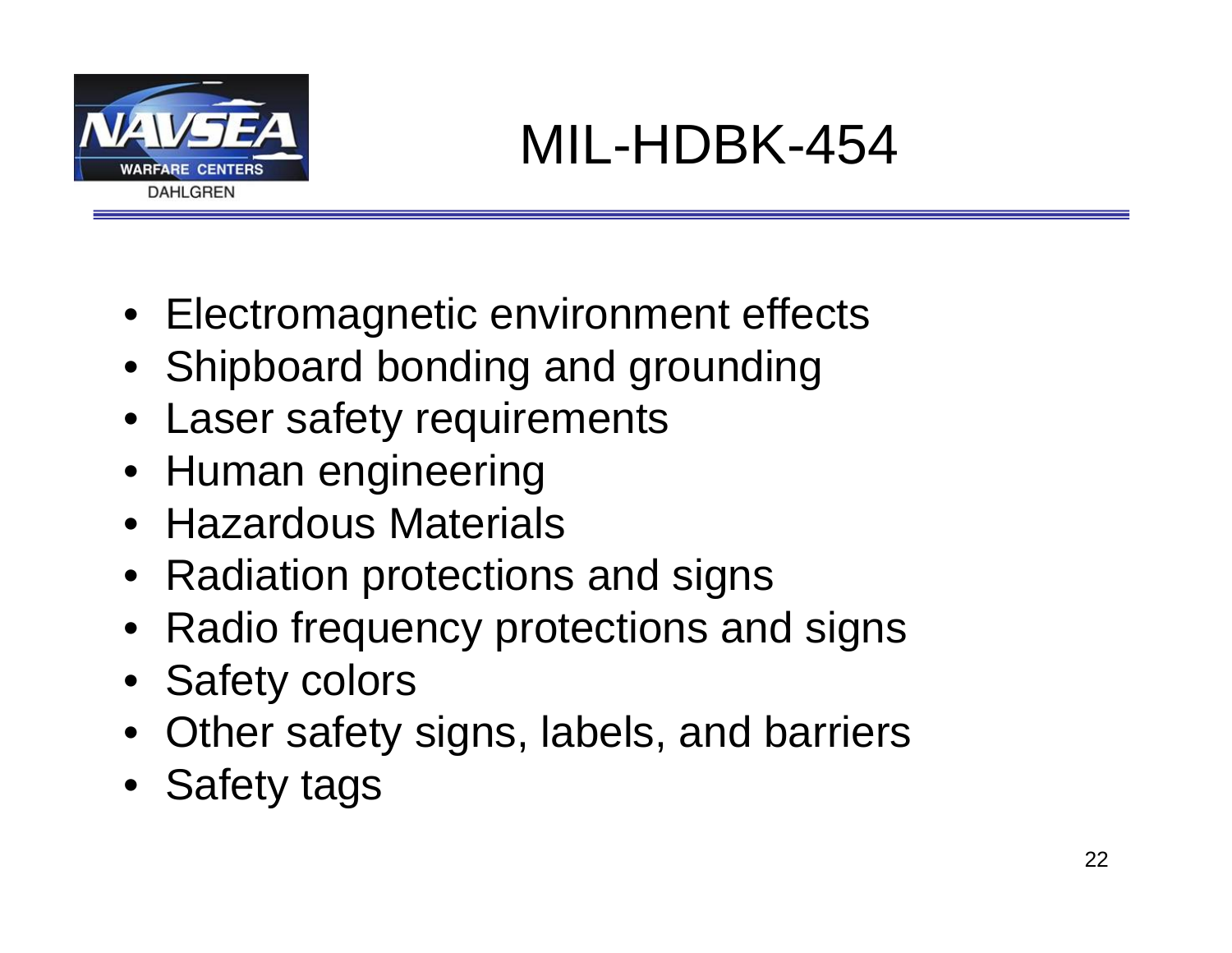# MIL-HDBK-454

- Electromagnetic environment effects
- Shipboard bonding and grounding
- Laser safety requirements
- Human engineering
- Hazardous Materials
- Radiation protections and signs
- Radio frequency protections and signs
- Safety colors
- Other safety signs, labels, and barriers
- Safety tags